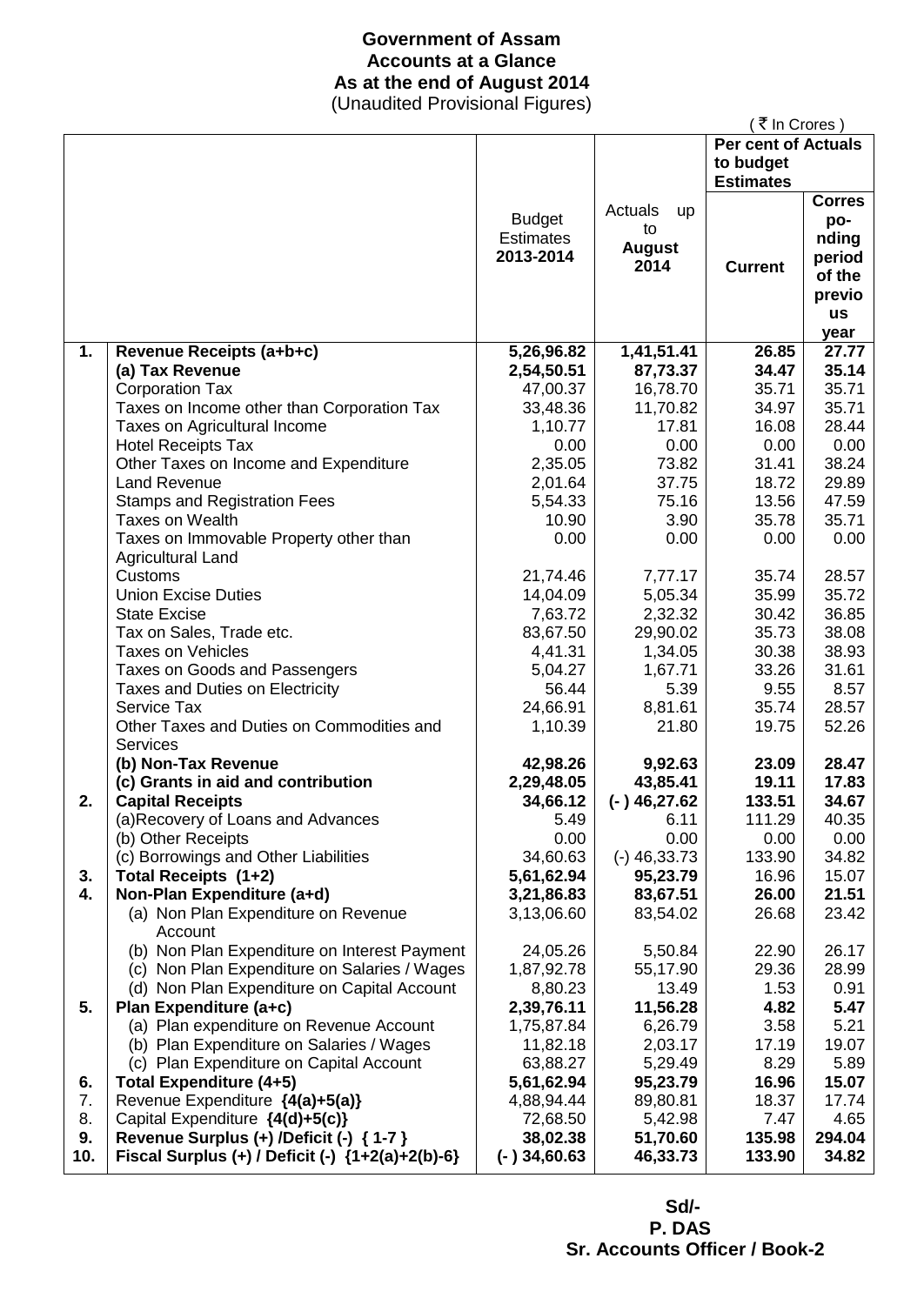**Government of Assam**
**Accounts at a Glance**
**As at the end of August 2014**
(Unaudited Provisional Figures)

( ₹ In Crores )

| | | Budget Estimates 2013-2014 | Actuals up to **August 2014** | Per cent of Actuals to budget Estimates | |
|---|---|---|---|---|---|
| | | | | **Current** | **Corresponding period of the previous year** |
| **1.** | **Revenue Receipts (a+b+c)** | **5,26,96.82** | **1,41,51.41** | **26.85** | **27.77** |
| | **(a) Tax Revenue** | **2,54,50.51** | **87,73.37** | **34.47** | **35.14** |
| | Corporation Tax | 47,00.37 | 16,78.70 | 35.71 | 35.71 |
| | Taxes on Income other than Corporation Tax | 33,48.36 | 11,70.82 | 34.97 | 35.71 |
| | Taxes on Agricultural Income | 1,10.77 | 17.81 | 16.08 | 28.44 |
| | Hotel Receipts Tax | 0.00 | 0.00 | 0.00 | 0.00 |
| | Other Taxes on Income and Expenditure | 2,35.05 | 73.82 | 31.41 | 38.24 |
| | Land Revenue | 2,01.64 | 37.75 | 18.72 | 29.89 |
| | Stamps and Registration Fees | 5,54.33 | 75.16 | 13.56 | 47.59 |
| | Taxes on Wealth | 10.90 | 3.90 | 35.78 | 35.71 |
| | Taxes on Immovable Property other than Agricultural Land | 0.00 | 0.00 | 0.00 | 0.00 |
| | Customs | 21,74.46 | 7,77.17 | 35.74 | 28.57 |
| | Union Excise Duties | 14,04.09 | 5,05.34 | 35.99 | 35.72 |
| | State Excise | 7,63.72 | 2,32.32 | 30.42 | 36.85 |
| | Tax on Sales, Trade etc. | 83,67.50 | 29,90.02 | 35.73 | 38.08 |
| | Taxes on Vehicles | 4,41.31 | 1,34.05 | 30.38 | 38.93 |
| | Taxes on Goods and Passengers | 5,04.27 | 1,67.71 | 33.26 | 31.61 |
| | Taxes and Duties on Electricity | 56.44 | 5.39 | 9.55 | 8.57 |
| | Service Tax | 24,66.91 | 8,81.61 | 35.74 | 28.57 |
| | Other Taxes and Duties on Commodities and Services | 1,10.39 | 21.80 | 19.75 | 52.26 |
| | **(b) Non-Tax Revenue** | **42,98.26** | **9,92.63** | **23.09** | **28.47** |
| | **(c) Grants in aid and contribution** | **2,29,48.05** | **43,85.41** | **19.11** | **17.83** |
| **2.** | **Capital Receipts** | **34,66.12** | **(- ) 46,27.62** | **133.51** | **34.67** |
| | (a)Recovery of Loans and Advances | 5.49 | 6.11 | 111.29 | 40.35 |
| | (b) Other Receipts | 0.00 | 0.00 | 0.00 | 0.00 |
| | (c) Borrowings and Other Liabilities | 34,60.63 | (-) 46,33.73 | 133.90 | 34.82 |
| **3.** | **Total Receipts (1+2)** | **5,61,62.94** | **95,23.79** | 16.96 | 15.07 |
| **4.** | **Non-Plan Expenditure (a+d)** | **3,21,86.83** | **83,67.51** | **26.00** | **21.51** |
| | (a) Non Plan Expenditure on Revenue Account | 3,13,06.60 | 83,54.02 | 26.68 | 23.42 |
| | (b) Non Plan Expenditure on Interest Payment | 24,05.26 | 5,50.84 | 22.90 | 26.17 |
| | (c) Non Plan Expenditure on Salaries / Wages | 1,87,92.78 | 55,17.90 | 29.36 | 28.99 |
| | (d) Non Plan Expenditure on Capital Account | 8,80.23 | 13.49 | 1.53 | 0.91 |
| **5.** | **Plan Expenditure (a+c)** | **2,39,76.11** | **11,56.28** | **4.82** | **5.47** |
| | (a) Plan expenditure on Revenue Account | 1,75,87.84 | 6,26.79 | 3.58 | 5.21 |
| | (b) Plan Expenditure on Salaries / Wages | 11,82.18 | 2,03.17 | 17.19 | 19.07 |
| | (c) Plan Expenditure on Capital Account | 63,88.27 | 5,29.49 | 8.29 | 5.89 |
| **6.** | **Total Expenditure (4+5)** | **5,61,62.94** | **95,23.79** | **16.96** | **15.07** |
| 7. | Revenue Expenditure **{4(a)+5(a)}** | 4,88,94.44 | 89,80.81 | 18.37 | 17.74 |
| 8. | Capital Expenditure **{4(d)+5(c)}** | 72,68.50 | 5,42.98 | 7.47 | 4.65 |
| **9.** | **Revenue Surplus (+) /Deficit (-) { 1-7 }** | **38,02.38** | **51,70.60** | **135.98** | **294.04** |
| **10.** | **Fiscal Surplus (+) / Deficit (-) {1+2(a)+2(b)-6}** | **(- ) 34,60.63** | **46,33.73** | **133.90** | **34.82** |

**Sd/-**
**P. DAS**
**Sr. Accounts Officer / Book-2**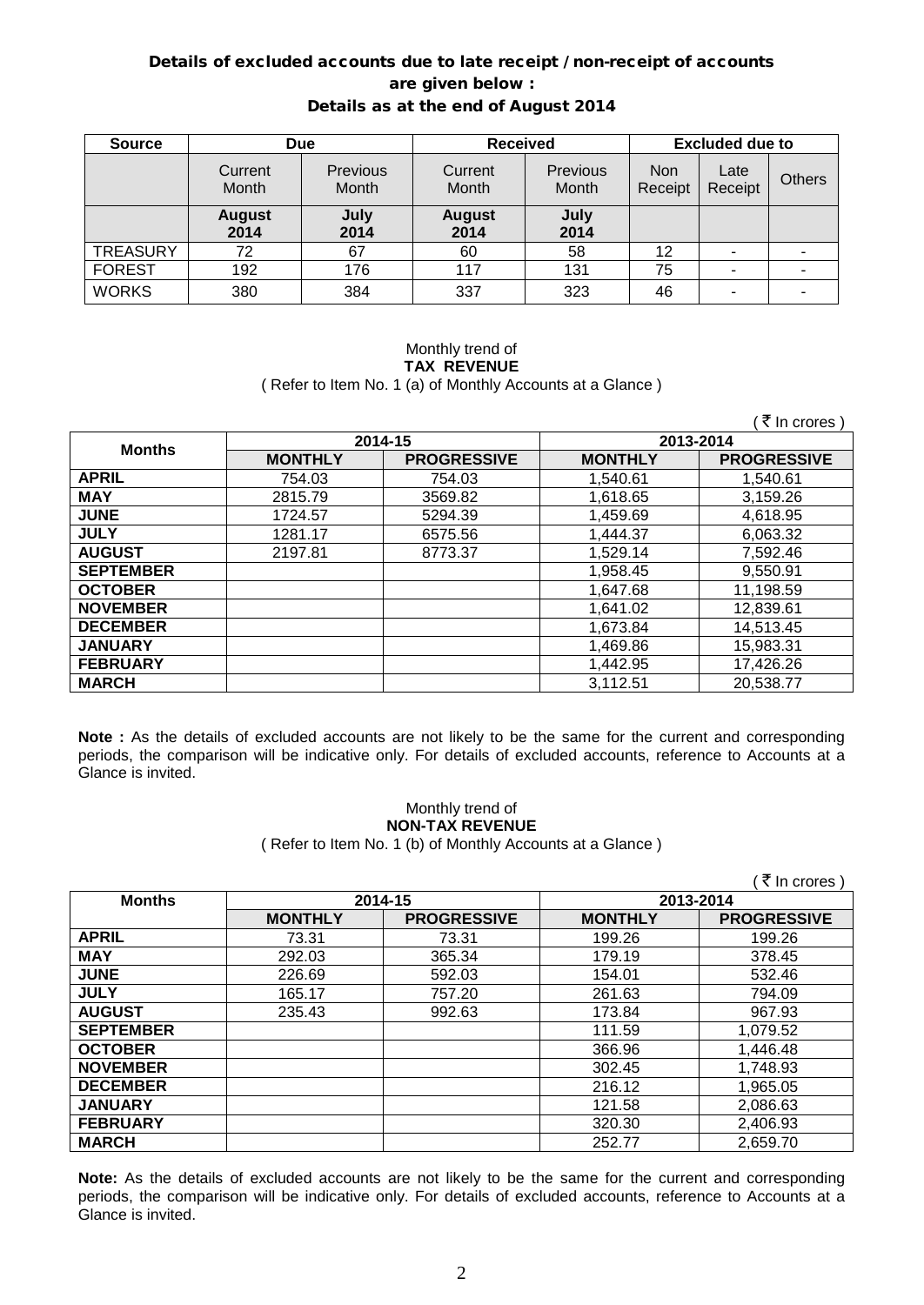## Details of excluded accounts due to late receipt / non-receipt of accounts are given below :

### Details as at the end of August 2014

| Source | Due | | Received | | Excluded due to | | |
|---|---|---|---|---|---|---|---|
| | Current Month | Previous Month | Current Month | Previous Month | Non Receipt | Late Receipt | Others |
| | **August 2014** | **July 2014** | **August 2014** | **July 2014** | | | |
| TREASURY | 72 | 67 | 60 | 58 | 12 | - | - |
| FOREST | 192 | 176 | 117 | 131 | 75 | - | - |
| WORKS | 380 | 384 | 337 | 323 | 46 | - | - |

Monthly trend of
**TAX REVENUE**
( Refer to Item No. 1 (a) of Monthly Accounts at a Glance )

( ₹ In crores )

| Months | 2014-15 | | 2013-2014 | |
|---|---|---|---|---|
| | **MONTHLY** | **PROGRESSIVE** | **MONTHLY** | **PROGRESSIVE** |
| **APRIL** | 754.03 | 754.03 | 1,540.61 | 1,540.61 |
| **MAY** | 2815.79 | 3569.82 | 1,618.65 | 3,159.26 |
| **JUNE** | 1724.57 | 5294.39 | 1,459.69 | 4,618.95 |
| **JULY** | 1281.17 | 6575.56 | 1,444.37 | 6,063.32 |
| **AUGUST** | 2197.81 | 8773.37 | 1,529.14 | 7,592.46 |
| **SEPTEMBER** | | | 1,958.45 | 9,550.91 |
| **OCTOBER** | | | 1,647.68 | 11,198.59 |
| **NOVEMBER** | | | 1,641.02 | 12,839.61 |
| **DECEMBER** | | | 1,673.84 | 14,513.45 |
| **JANUARY** | | | 1,469.86 | 15,983.31 |
| **FEBRUARY** | | | 1,442.95 | 17,426.26 |
| **MARCH** | | | 3,112.51 | 20,538.77 |

**Note :** As the details of excluded accounts are not likely to be the same for the current and corresponding periods, the comparison will be indicative only. For details of excluded accounts, reference to Accounts at a Glance is invited.

Monthly trend of
**NON-TAX REVENUE**
( Refer to Item No. 1 (b) of Monthly Accounts at a Glance )

( ₹ In crores )

| Months | 2014-15 | | 2013-2014 | |
|---|---|---|---|---|
| | **MONTHLY** | **PROGRESSIVE** | **MONTHLY** | **PROGRESSIVE** |
| **APRIL** | 73.31 | 73.31 | 199.26 | 199.26 |
| **MAY** | 292.03 | 365.34 | 179.19 | 378.45 |
| **JUNE** | 226.69 | 592.03 | 154.01 | 532.46 |
| **JULY** | 165.17 | 757.20 | 261.63 | 794.09 |
| **AUGUST** | 235.43 | 992.63 | 173.84 | 967.93 |
| **SEPTEMBER** | | | 111.59 | 1,079.52 |
| **OCTOBER** | | | 366.96 | 1,446.48 |
| **NOVEMBER** | | | 302.45 | 1,748.93 |
| **DECEMBER** | | | 216.12 | 1,965.05 |
| **JANUARY** | | | 121.58 | 2,086.63 |
| **FEBRUARY** | | | 320.30 | 2,406.93 |
| **MARCH** | | | 252.77 | 2,659.70 |

**Note:** As the details of excluded accounts are not likely to be the same for the current and corresponding periods, the comparison will be indicative only. For details of excluded accounts, reference to Accounts at a Glance is invited.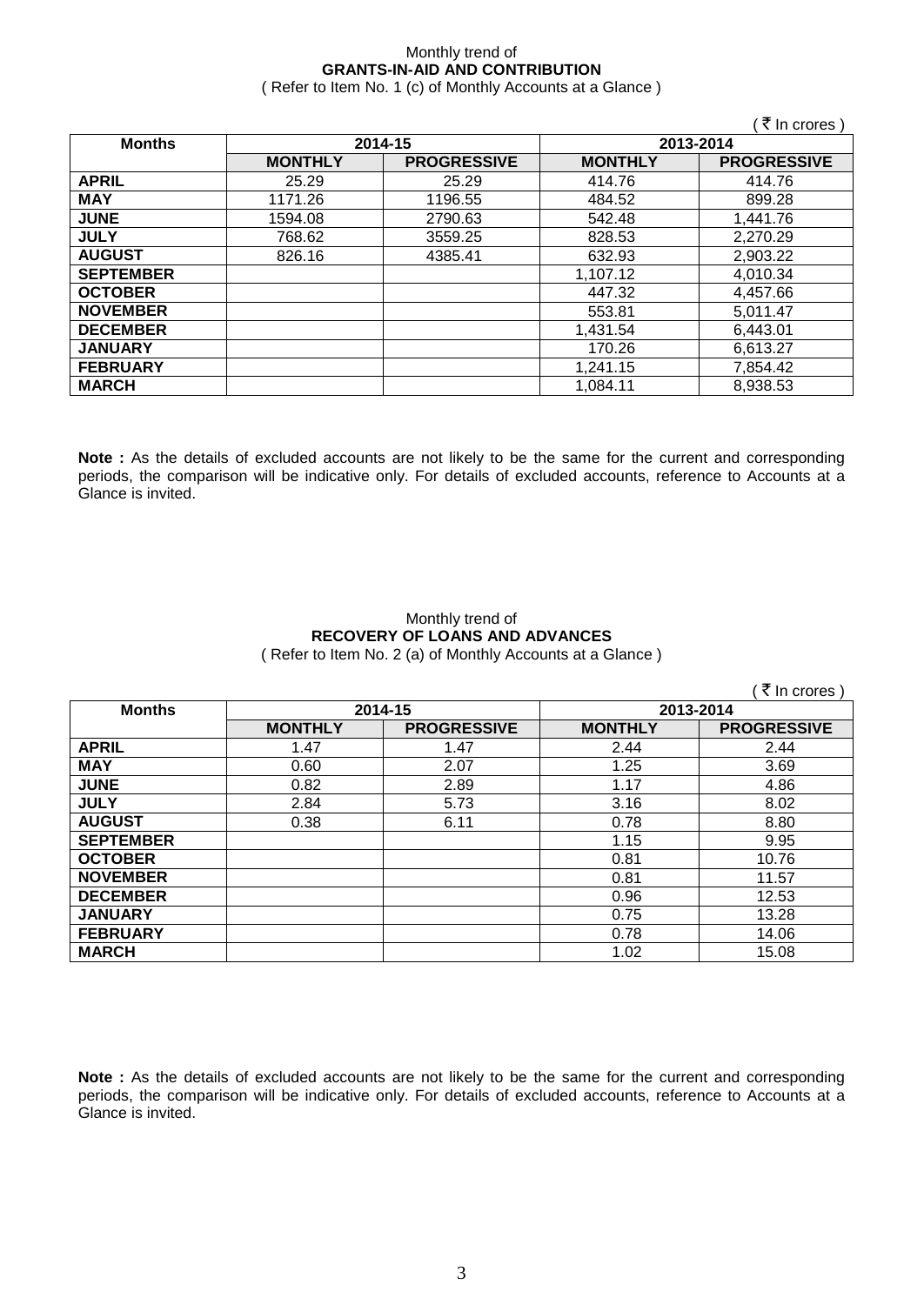Monthly trend of

**GRANTS-IN-AID AND CONTRIBUTION**

( Refer to Item No. 1 (c) of Monthly Accounts at a Glance )

( ₹ In crores )

| Months | 2014-15 | | 2013-2014 | |
|---|---|---|---|---|
| | **MONTHLY** | **PROGRESSIVE** | **MONTHLY** | **PROGRESSIVE** |
| **APRIL** | 25.29 | 25.29 | 414.76 | 414.76 |
| **MAY** | 1171.26 | 1196.55 | 484.52 | 899.28 |
| **JUNE** | 1594.08 | 2790.63 | 542.48 | 1,441.76 |
| **JULY** | 768.62 | 3559.25 | 828.53 | 2,270.29 |
| **AUGUST** | 826.16 | 4385.41 | 632.93 | 2,903.22 |
| **SEPTEMBER** | | | 1,107.12 | 4,010.34 |
| **OCTOBER** | | | 447.32 | 4,457.66 |
| **NOVEMBER** | | | 553.81 | 5,011.47 |
| **DECEMBER** | | | 1,431.54 | 6,443.01 |
| **JANUARY** | | | 170.26 | 6,613.27 |
| **FEBRUARY** | | | 1,241.15 | 7,854.42 |
| **MARCH** | | | 1,084.11 | 8,938.53 |

**Note :** As the details of excluded accounts are not likely to be the same for the current and corresponding periods, the comparison will be indicative only. For details of excluded accounts, reference to Accounts at a Glance is invited.

Monthly trend of

**RECOVERY OF LOANS AND ADVANCES**

( Refer to Item No. 2 (a) of Monthly Accounts at a Glance )

( ₹ In crores )

| Months | 2014-15 | | 2013-2014 | |
|---|---|---|---|---|
| | **MONTHLY** | **PROGRESSIVE** | **MONTHLY** | **PROGRESSIVE** |
| **APRIL** | 1.47 | 1.47 | 2.44 | 2.44 |
| **MAY** | 0.60 | 2.07 | 1.25 | 3.69 |
| **JUNE** | 0.82 | 2.89 | 1.17 | 4.86 |
| **JULY** | 2.84 | 5.73 | 3.16 | 8.02 |
| **AUGUST** | 0.38 | 6.11 | 0.78 | 8.80 |
| **SEPTEMBER** | | | 1.15 | 9.95 |
| **OCTOBER** | | | 0.81 | 10.76 |
| **NOVEMBER** | | | 0.81 | 11.57 |
| **DECEMBER** | | | 0.96 | 12.53 |
| **JANUARY** | | | 0.75 | 13.28 |
| **FEBRUARY** | | | 0.78 | 14.06 |
| **MARCH** | | | 1.02 | 15.08 |

**Note :** As the details of excluded accounts are not likely to be the same for the current and corresponding periods, the comparison will be indicative only. For details of excluded accounts, reference to Accounts at a Glance is invited.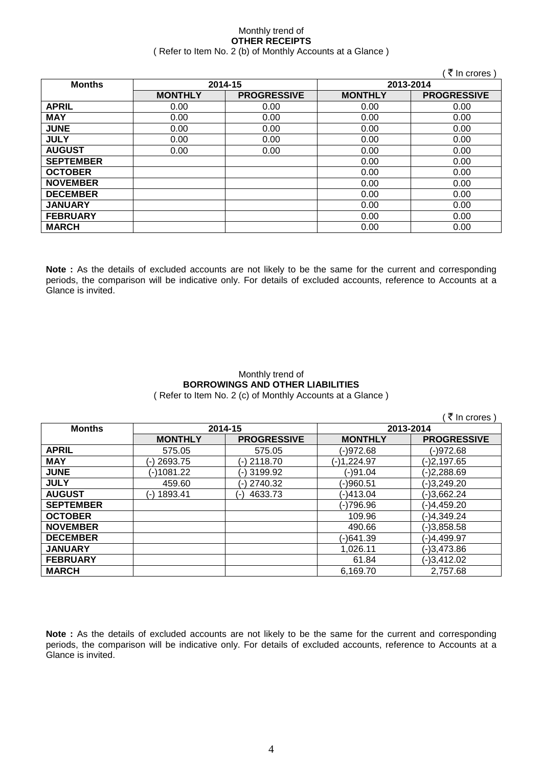Monthly trend of

**OTHER RECEIPTS**

( Refer to Item No. 2 (b) of Monthly Accounts at a Glance )

( ₹ In crores )

| Months | 2014-15 | | 2013-2014 | |
|---|---|---|---|---|
| | **MONTHLY** | **PROGRESSIVE** | **MONTHLY** | **PROGRESSIVE** |
| **APRIL** | 0.00 | 0.00 | 0.00 | 0.00 |
| **MAY** | 0.00 | 0.00 | 0.00 | 0.00 |
| **JUNE** | 0.00 | 0.00 | 0.00 | 0.00 |
| **JULY** | 0.00 | 0.00 | 0.00 | 0.00 |
| **AUGUST** | 0.00 | 0.00 | 0.00 | 0.00 |
| **SEPTEMBER** | | | 0.00 | 0.00 |
| **OCTOBER** | | | 0.00 | 0.00 |
| **NOVEMBER** | | | 0.00 | 0.00 |
| **DECEMBER** | | | 0.00 | 0.00 |
| **JANUARY** | | | 0.00 | 0.00 |
| **FEBRUARY** | | | 0.00 | 0.00 |
| **MARCH** | | | 0.00 | 0.00 |

**Note :** As the details of excluded accounts are not likely to be the same for the current and corresponding periods, the comparison will be indicative only. For details of excluded accounts, reference to Accounts at a Glance is invited.

Monthly trend of

**BORROWINGS AND OTHER LIABILITIES**

( Refer to Item No. 2 (c) of Monthly Accounts at a Glance )

( ₹ In crores )

| Months | 2014-15 | | 2013-2014 | |
|---|---|---|---|---|
| | **MONTHLY** | **PROGRESSIVE** | **MONTHLY** | **PROGRESSIVE** |
| **APRIL** | 575.05 | 575.05 | (-)972.68 | (-)972.68 |
| **MAY** | (-) 2693.75 | (-) 2118.70 | (-)1,224.97 | (-)2,197.65 |
| **JUNE** | (-)1081.22 | (-) 3199.92 | (-)91.04 | (-)2,288.69 |
| **JULY** | 459.60 | (-) 2740.32 | (-)960.51 | (-)3,249.20 |
| **AUGUST** | (-) 1893.41 | (-) 4633.73 | (-)413.04 | (-)3,662.24 |
| **SEPTEMBER** | | | (-)796.96 | (-)4,459.20 |
| **OCTOBER** | | | 109.96 | (-)4,349.24 |
| **NOVEMBER** | | | 490.66 | (-)3,858.58 |
| **DECEMBER** | | | (-)641.39 | (-)4,499.97 |
| **JANUARY** | | | 1,026.11 | (-)3,473.86 |
| **FEBRUARY** | | | 61.84 | (-)3,412.02 |
| **MARCH** | | | 6,169.70 | 2,757.68 |

**Note :** As the details of excluded accounts are not likely to be the same for the current and corresponding periods, the comparison will be indicative only. For details of excluded accounts, reference to Accounts at a Glance is invited.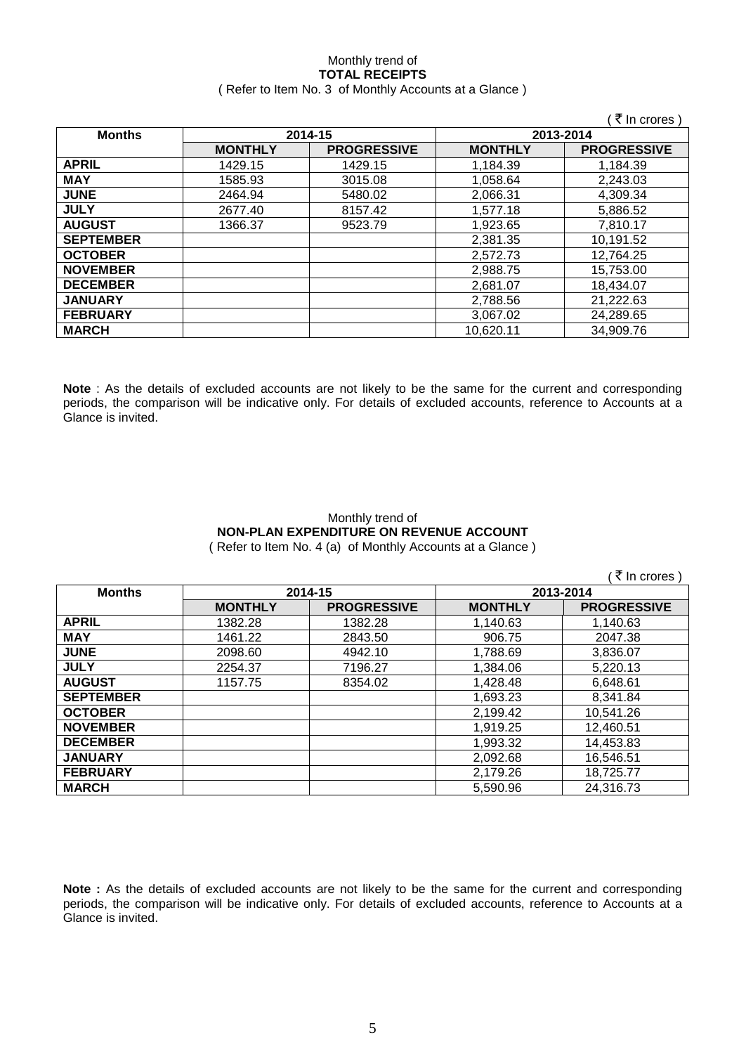Monthly trend of

**TOTAL RECEIPTS**

( Refer to Item No. 3 of Monthly Accounts at a Glance )

( ₹ In crores )

| Months | 2014-15 | | 2013-2014 | |
|---|---|---|---|---|
| | MONTHLY | PROGRESSIVE | MONTHLY | PROGRESSIVE |
| APRIL | 1429.15 | 1429.15 | 1,184.39 | 1,184.39 |
| MAY | 1585.93 | 3015.08 | 1,058.64 | 2,243.03 |
| JUNE | 2464.94 | 5480.02 | 2,066.31 | 4,309.34 |
| JULY | 2677.40 | 8157.42 | 1,577.18 | 5,886.52 |
| AUGUST | 1366.37 | 9523.79 | 1,923.65 | 7,810.17 |
| SEPTEMBER | | | 2,381.35 | 10,191.52 |
| OCTOBER | | | 2,572.73 | 12,764.25 |
| NOVEMBER | | | 2,988.75 | 15,753.00 |
| DECEMBER | | | 2,681.07 | 18,434.07 |
| JANUARY | | | 2,788.56 | 21,222.63 |
| FEBRUARY | | | 3,067.02 | 24,289.65 |
| MARCH | | | 10,620.11 | 34,909.76 |

**Note** : As the details of excluded accounts are not likely to be the same for the current and corresponding periods, the comparison will be indicative only. For details of excluded accounts, reference to Accounts at a Glance is invited.

Monthly trend of

**NON-PLAN EXPENDITURE ON REVENUE ACCOUNT**

( Refer to Item No. 4 (a) of Monthly Accounts at a Glance )

( ₹ In crores )

| Months | 2014-15 | | 2013-2014 | |
|---|---|---|---|---|
| | MONTHLY | PROGRESSIVE | MONTHLY | PROGRESSIVE |
| APRIL | 1382.28 | 1382.28 | 1,140.63 | 1,140.63 |
| MAY | 1461.22 | 2843.50 | 906.75 | 2047.38 |
| JUNE | 2098.60 | 4942.10 | 1,788.69 | 3,836.07 |
| JULY | 2254.37 | 7196.27 | 1,384.06 | 5,220.13 |
| AUGUST | 1157.75 | 8354.02 | 1,428.48 | 6,648.61 |
| SEPTEMBER | | | 1,693.23 | 8,341.84 |
| OCTOBER | | | 2,199.42 | 10,541.26 |
| NOVEMBER | | | 1,919.25 | 12,460.51 |
| DECEMBER | | | 1,993.32 | 14,453.83 |
| JANUARY | | | 2,092.68 | 16,546.51 |
| FEBRUARY | | | 2,179.26 | 18,725.77 |
| MARCH | | | 5,590.96 | 24,316.73 |

**Note :** As the details of excluded accounts are not likely to be the same for the current and corresponding periods, the comparison will be indicative only. For details of excluded accounts, reference to Accounts at a Glance is invited.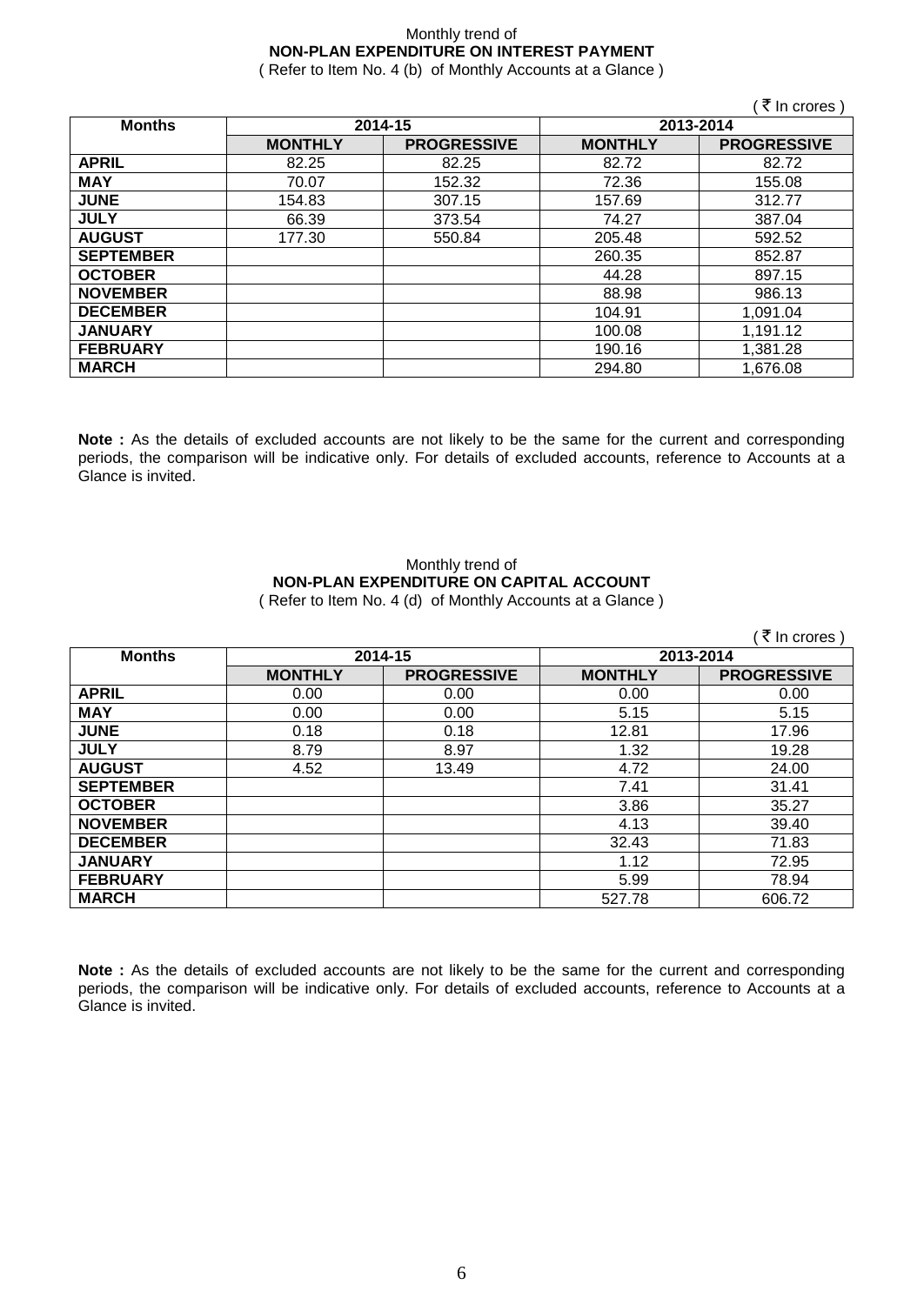Monthly trend of

**NON-PLAN EXPENDITURE ON INTEREST PAYMENT**

( Refer to Item No. 4 (b) of Monthly Accounts at a Glance )

( ₹ In crores )

| Months | 2014-15 | | 2013-2014 | |
|---|---|---|---|---|
| | **MONTHLY** | **PROGRESSIVE** | **MONTHLY** | **PROGRESSIVE** |
| **APRIL** | 82.25 | 82.25 | 82.72 | 82.72 |
| **MAY** | 70.07 | 152.32 | 72.36 | 155.08 |
| **JUNE** | 154.83 | 307.15 | 157.69 | 312.77 |
| **JULY** | 66.39 | 373.54 | 74.27 | 387.04 |
| **AUGUST** | 177.30 | 550.84 | 205.48 | 592.52 |
| **SEPTEMBER** | | | 260.35 | 852.87 |
| **OCTOBER** | | | 44.28 | 897.15 |
| **NOVEMBER** | | | 88.98 | 986.13 |
| **DECEMBER** | | | 104.91 | 1,091.04 |
| **JANUARY** | | | 100.08 | 1,191.12 |
| **FEBRUARY** | | | 190.16 | 1,381.28 |
| **MARCH** | | | 294.80 | 1,676.08 |

**Note :** As the details of excluded accounts are not likely to be the same for the current and corresponding periods, the comparison will be indicative only. For details of excluded accounts, reference to Accounts at a Glance is invited.

Monthly trend of

**NON-PLAN EXPENDITURE ON CAPITAL ACCOUNT**

( Refer to Item No. 4 (d) of Monthly Accounts at a Glance )

( ₹ In crores )

| Months | 2014-15 | | 2013-2014 | |
|---|---|---|---|---|
| | **MONTHLY** | **PROGRESSIVE** | **MONTHLY** | **PROGRESSIVE** |
| **APRIL** | 0.00 | 0.00 | 0.00 | 0.00 |
| **MAY** | 0.00 | 0.00 | 5.15 | 5.15 |
| **JUNE** | 0.18 | 0.18 | 12.81 | 17.96 |
| **JULY** | 8.79 | 8.97 | 1.32 | 19.28 |
| **AUGUST** | 4.52 | 13.49 | 4.72 | 24.00 |
| **SEPTEMBER** | | | 7.41 | 31.41 |
| **OCTOBER** | | | 3.86 | 35.27 |
| **NOVEMBER** | | | 4.13 | 39.40 |
| **DECEMBER** | | | 32.43 | 71.83 |
| **JANUARY** | | | 1.12 | 72.95 |
| **FEBRUARY** | | | 5.99 | 78.94 |
| **MARCH** | | | 527.78 | 606.72 |

**Note :** As the details of excluded accounts are not likely to be the same for the current and corresponding periods, the comparison will be indicative only. For details of excluded accounts, reference to Accounts at a Glance is invited.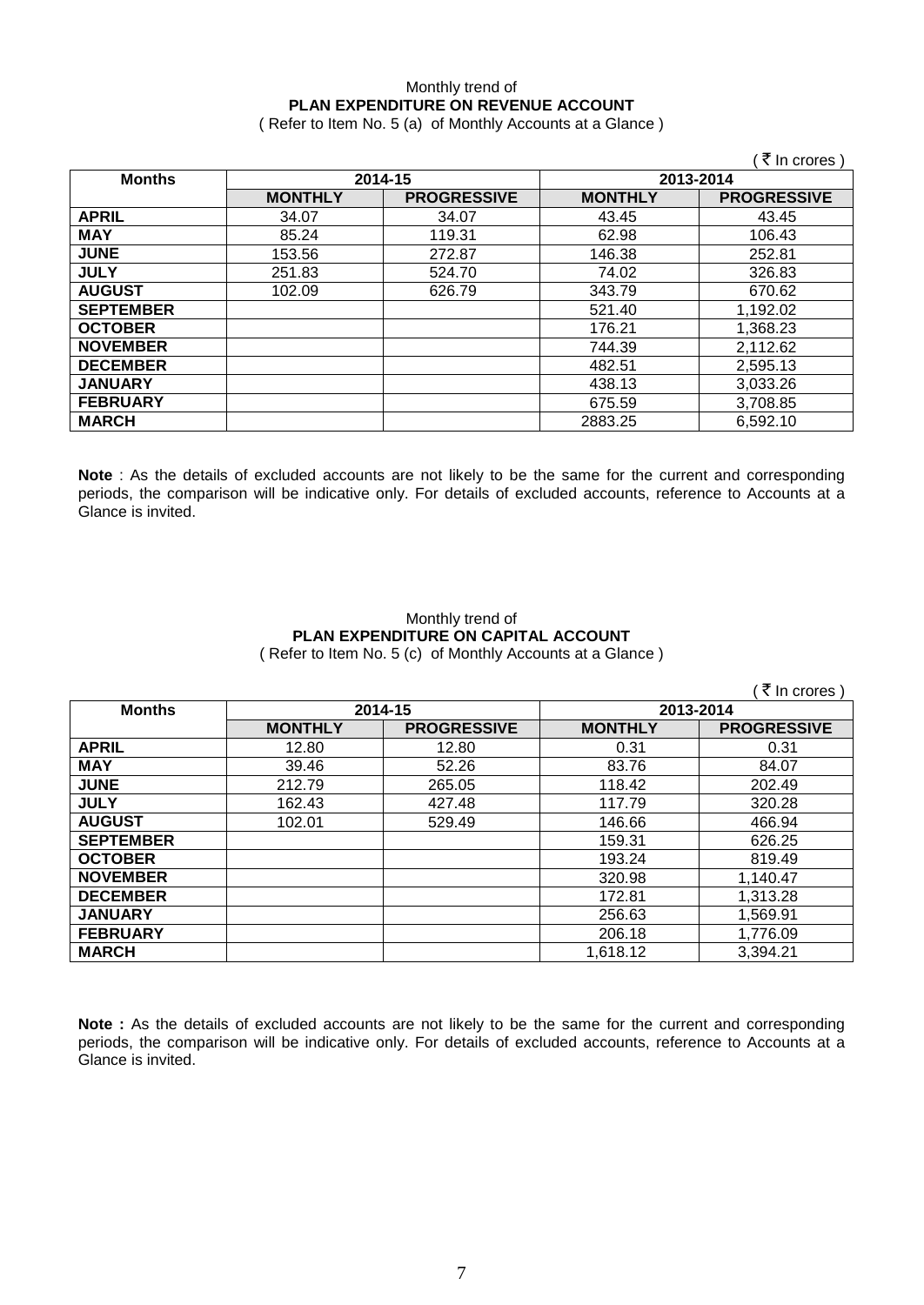Monthly trend of

**PLAN EXPENDITURE ON REVENUE ACCOUNT**

( Refer to Item No. 5 (a) of Monthly Accounts at a Glance )

( ₹ In crores )

| Months | 2014-15 | | 2013-2014 | |
|---|---|---|---|---|
| | **MONTHLY** | **PROGRESSIVE** | **MONTHLY** | **PROGRESSIVE** |
| **APRIL** | 34.07 | 34.07 | 43.45 | 43.45 |
| **MAY** | 85.24 | 119.31 | 62.98 | 106.43 |
| **JUNE** | 153.56 | 272.87 | 146.38 | 252.81 |
| **JULY** | 251.83 | 524.70 | 74.02 | 326.83 |
| **AUGUST** | 102.09 | 626.79 | 343.79 | 670.62 |
| **SEPTEMBER** | | | 521.40 | 1,192.02 |
| **OCTOBER** | | | 176.21 | 1,368.23 |
| **NOVEMBER** | | | 744.39 | 2,112.62 |
| **DECEMBER** | | | 482.51 | 2,595.13 |
| **JANUARY** | | | 438.13 | 3,033.26 |
| **FEBRUARY** | | | 675.59 | 3,708.85 |
| **MARCH** | | | 2883.25 | 6,592.10 |

**Note** : As the details of excluded accounts are not likely to be the same for the current and corresponding periods, the comparison will be indicative only. For details of excluded accounts, reference to Accounts at a Glance is invited.

Monthly trend of

**PLAN EXPENDITURE ON CAPITAL ACCOUNT**

( Refer to Item No. 5 (c) of Monthly Accounts at a Glance )

( ₹ In crores )

| Months | 2014-15 | | 2013-2014 | |
|---|---|---|---|---|
| | **MONTHLY** | **PROGRESSIVE** | **MONTHLY** | **PROGRESSIVE** |
| **APRIL** | 12.80 | 12.80 | 0.31 | 0.31 |
| **MAY** | 39.46 | 52.26 | 83.76 | 84.07 |
| **JUNE** | 212.79 | 265.05 | 118.42 | 202.49 |
| **JULY** | 162.43 | 427.48 | 117.79 | 320.28 |
| **AUGUST** | 102.01 | 529.49 | 146.66 | 466.94 |
| **SEPTEMBER** | | | 159.31 | 626.25 |
| **OCTOBER** | | | 193.24 | 819.49 |
| **NOVEMBER** | | | 320.98 | 1,140.47 |
| **DECEMBER** | | | 172.81 | 1,313.28 |
| **JANUARY** | | | 256.63 | 1,569.91 |
| **FEBRUARY** | | | 206.18 | 1,776.09 |
| **MARCH** | | | 1,618.12 | 3,394.21 |

**Note :** As the details of excluded accounts are not likely to be the same for the current and corresponding periods, the comparison will be indicative only. For details of excluded accounts, reference to Accounts at a Glance is invited.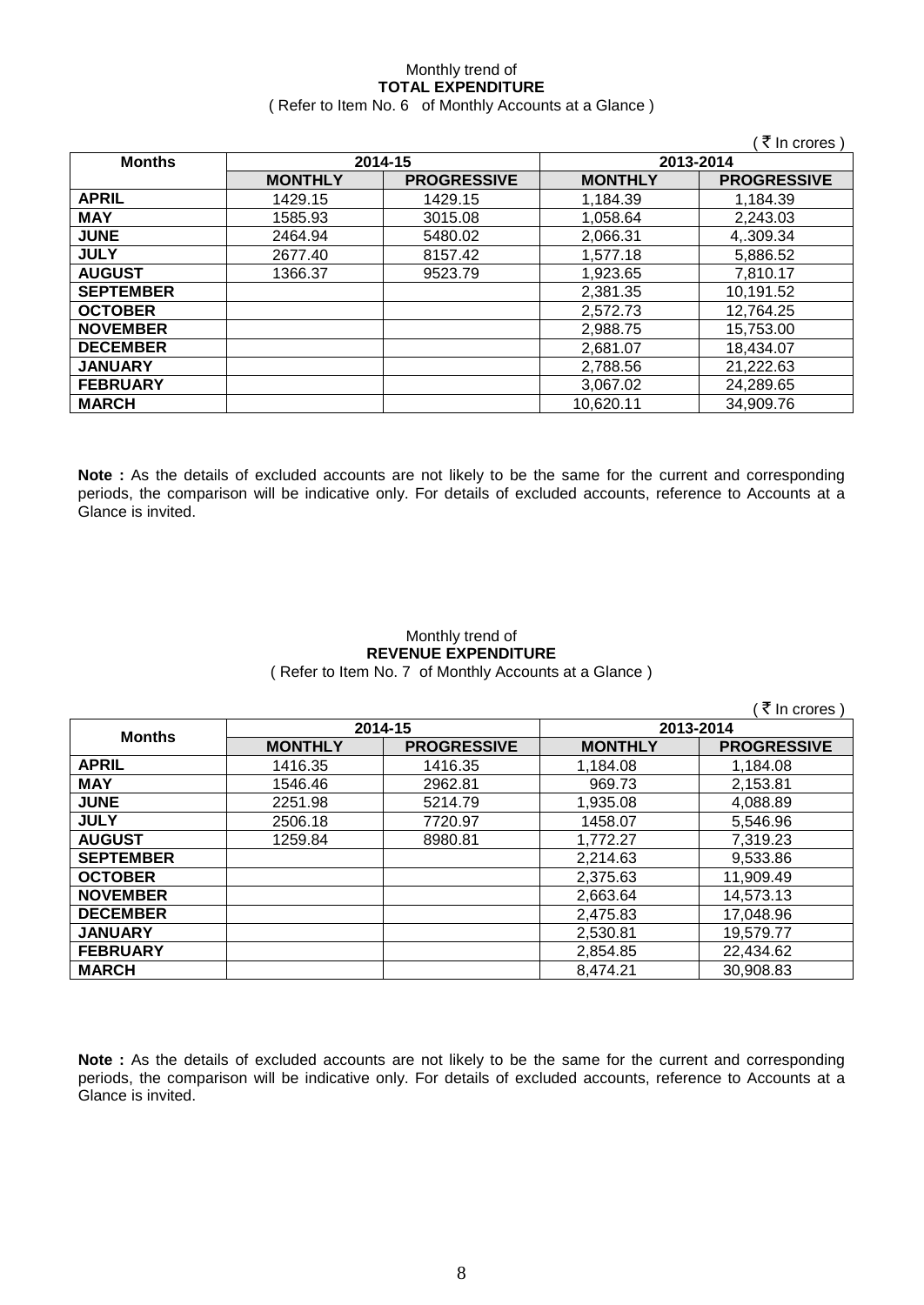Monthly trend of

**TOTAL EXPENDITURE**

( Refer to Item No. 6 of Monthly Accounts at a Glance )

( ₹ In crores )

| Months | 2014-15 | | 2013-2014 | |
|---|---|---|---|---|
| | **MONTHLY** | **PROGRESSIVE** | **MONTHLY** | **PROGRESSIVE** |
| **APRIL** | 1429.15 | 1429.15 | 1,184.39 | 1,184.39 |
| **MAY** | 1585.93 | 3015.08 | 1,058.64 | 2,243.03 |
| **JUNE** | 2464.94 | 5480.02 | 2,066.31 | 4,.309.34 |
| **JULY** | 2677.40 | 8157.42 | 1,577.18 | 5,886.52 |
| **AUGUST** | 1366.37 | 9523.79 | 1,923.65 | 7,810.17 |
| **SEPTEMBER** | | | 2,381.35 | 10,191.52 |
| **OCTOBER** | | | 2,572.73 | 12,764.25 |
| **NOVEMBER** | | | 2,988.75 | 15,753.00 |
| **DECEMBER** | | | 2,681.07 | 18,434.07 |
| **JANUARY** | | | 2,788.56 | 21,222.63 |
| **FEBRUARY** | | | 3,067.02 | 24,289.65 |
| **MARCH** | | | 10,620.11 | 34,909.76 |

**Note :** As the details of excluded accounts are not likely to be the same for the current and corresponding periods, the comparison will be indicative only. For details of excluded accounts, reference to Accounts at a Glance is invited.

Monthly trend of

**REVENUE EXPENDITURE**

( Refer to Item No. 7 of Monthly Accounts at a Glance )

( ₹ In crores )

| Months | 2014-15 | | 2013-2014 | |
|---|---|---|---|---|
| | **MONTHLY** | **PROGRESSIVE** | **MONTHLY** | **PROGRESSIVE** |
| **APRIL** | 1416.35 | 1416.35 | 1,184.08 | 1,184.08 |
| **MAY** | 1546.46 | 2962.81 | 969.73 | 2,153.81 |
| **JUNE** | 2251.98 | 5214.79 | 1,935.08 | 4,088.89 |
| **JULY** | 2506.18 | 7720.97 | 1458.07 | 5,546.96 |
| **AUGUST** | 1259.84 | 8980.81 | 1,772.27 | 7,319.23 |
| **SEPTEMBER** | | | 2,214.63 | 9,533.86 |
| **OCTOBER** | | | 2,375.63 | 11,909.49 |
| **NOVEMBER** | | | 2,663.64 | 14,573.13 |
| **DECEMBER** | | | 2,475.83 | 17,048.96 |
| **JANUARY** | | | 2,530.81 | 19,579.77 |
| **FEBRUARY** | | | 2,854.85 | 22,434.62 |
| **MARCH** | | | 8,474.21 | 30,908.83 |

**Note :** As the details of excluded accounts are not likely to be the same for the current and corresponding periods, the comparison will be indicative only. For details of excluded accounts, reference to Accounts at a Glance is invited.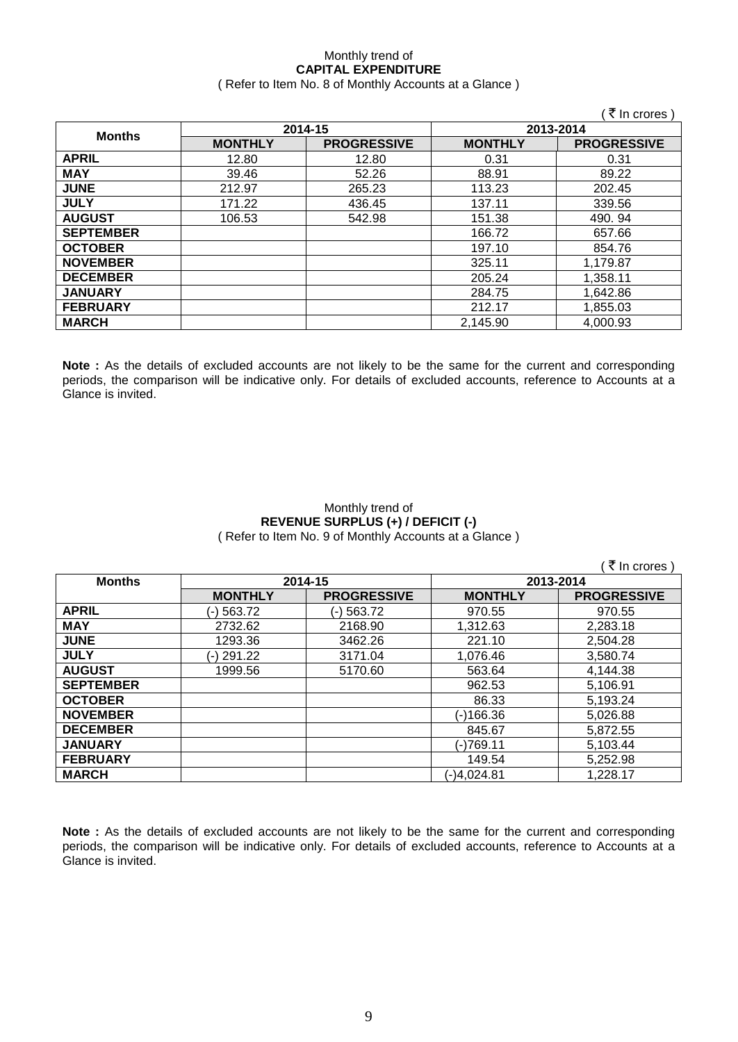Monthly trend of

**CAPITAL EXPENDITURE**

( Refer to Item No. 8 of Monthly Accounts at a Glance )

( ₹ In crores )

| Months | 2014-15 | | 2013-2014 | |
|---|---|---|---|---|
| | **MONTHLY** | **PROGRESSIVE** | **MONTHLY** | **PROGRESSIVE** |
| **APRIL** | 12.80 | 12.80 | 0.31 | 0.31 |
| **MAY** | 39.46 | 52.26 | 88.91 | 89.22 |
| **JUNE** | 212.97 | 265.23 | 113.23 | 202.45 |
| **JULY** | 171.22 | 436.45 | 137.11 | 339.56 |
| **AUGUST** | 106.53 | 542.98 | 151.38 | 490. 94 |
| **SEPTEMBER** | | | 166.72 | 657.66 |
| **OCTOBER** | | | 197.10 | 854.76 |
| **NOVEMBER** | | | 325.11 | 1,179.87 |
| **DECEMBER** | | | 205.24 | 1,358.11 |
| **JANUARY** | | | 284.75 | 1,642.86 |
| **FEBRUARY** | | | 212.17 | 1,855.03 |
| **MARCH** | | | 2,145.90 | 4,000.93 |

**Note :** As the details of excluded accounts are not likely to be the same for the current and corresponding periods, the comparison will be indicative only. For details of excluded accounts, reference to Accounts at a Glance is invited.

Monthly trend of

**REVENUE SURPLUS (+) / DEFICIT (-)**

( Refer to Item No. 9 of Monthly Accounts at a Glance )

( ₹ In crores )

| Months | 2014-15 | | 2013-2014 | |
|---|---|---|---|---|
| | **MONTHLY** | **PROGRESSIVE** | **MONTHLY** | **PROGRESSIVE** |
| **APRIL** | (-) 563.72 | (-) 563.72 | 970.55 | 970.55 |
| **MAY** | 2732.62 | 2168.90 | 1,312.63 | 2,283.18 |
| **JUNE** | 1293.36 | 3462.26 | 221.10 | 2,504.28 |
| **JULY** | (-) 291.22 | 3171.04 | 1,076.46 | 3,580.74 |
| **AUGUST** | 1999.56 | 5170.60 | 563.64 | 4,144.38 |
| **SEPTEMBER** | | | 962.53 | 5,106.91 |
| **OCTOBER** | | | 86.33 | 5,193.24 |
| **NOVEMBER** | | | (-)166.36 | 5,026.88 |
| **DECEMBER** | | | 845.67 | 5,872.55 |
| **JANUARY** | | | (-)769.11 | 5,103.44 |
| **FEBRUARY** | | | 149.54 | 5,252.98 |
| **MARCH** | | | (-)4,024.81 | 1,228.17 |

**Note :** As the details of excluded accounts are not likely to be the same for the current and corresponding periods, the comparison will be indicative only. For details of excluded accounts, reference to Accounts at a Glance is invited.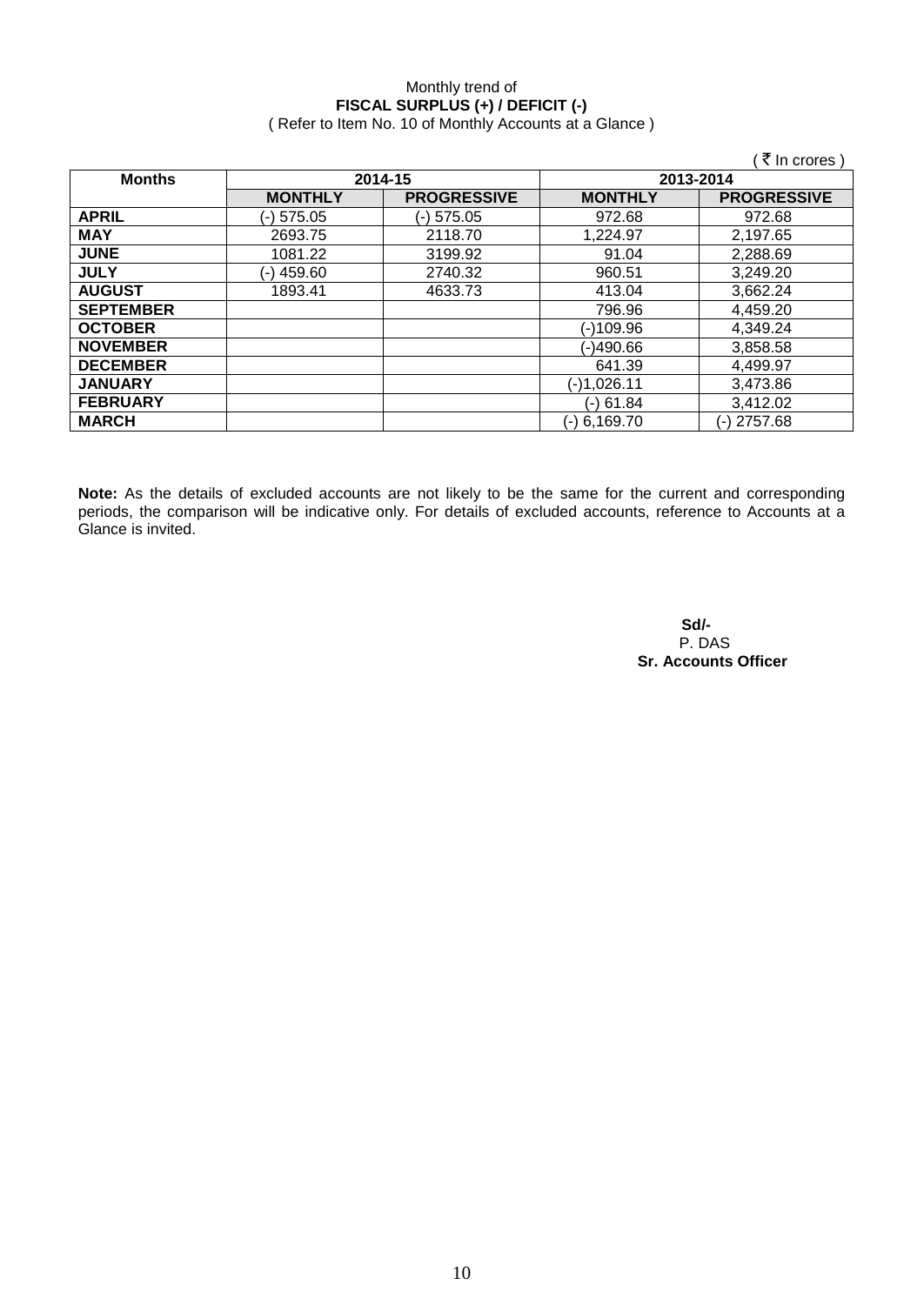Monthly trend of

**FISCAL SURPLUS (+) / DEFICIT (-)**

( Refer to Item No. 10 of Monthly Accounts at a Glance )

( ₹ In crores )

| Months | 2014-15 | | 2013-2014 | |
|---|---|---|---|---|
| | **MONTHLY** | **PROGRESSIVE** | **MONTHLY** | **PROGRESSIVE** |
| **APRIL** | (-) 575.05 | (-) 575.05 | 972.68 | 972.68 |
| **MAY** | 2693.75 | 2118.70 | 1,224.97 | 2,197.65 |
| **JUNE** | 1081.22 | 3199.92 | 91.04 | 2,288.69 |
| **JULY** | (-) 459.60 | 2740.32 | 960.51 | 3,249.20 |
| **AUGUST** | 1893.41 | 4633.73 | 413.04 | 3,662.24 |
| **SEPTEMBER** | | | 796.96 | 4,459.20 |
| **OCTOBER** | | | (-)109.96 | 4,349.24 |
| **NOVEMBER** | | | (-)490.66 | 3,858.58 |
| **DECEMBER** | | | 641.39 | 4,499.97 |
| **JANUARY** | | | (-)1,026.11 | 3,473.86 |
| **FEBRUARY** | | | (-) 61.84 | 3,412.02 |
| **MARCH** | | | (-) 6,169.70 | (-) 2757.68 |

**Note:** As the details of excluded accounts are not likely to be the same for the current and corresponding periods, the comparison will be indicative only. For details of excluded accounts, reference to Accounts at a Glance is invited.

**Sd/-**

P. DAS

**Sr. Accounts Officer**